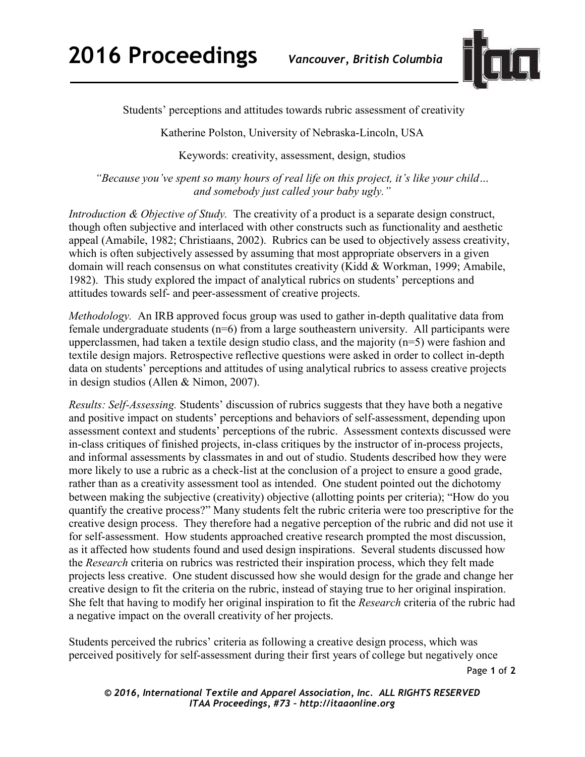Students' perceptions and attitudes towards rubric assessment of creativity

Katherine Polston, University of Nebraska-Lincoln, USA

Keywords: creativity, assessment, design, studios

*"Because you've spent so many hours of real life on this project, it's like your child… and somebody just called your baby ugly."*

*Introduction & Objective of Study.* The creativity of a product is a separate design construct, though often subjective and interlaced with other constructs such as functionality and aesthetic appeal (Amabile, 1982; Christiaans, 2002). Rubrics can be used to objectively assess creativity, which is often subjectively assessed by assuming that most appropriate observers in a given domain will reach consensus on what constitutes creativity (Kidd & Workman, 1999; Amabile, 1982). This study explored the impact of analytical rubrics on students' perceptions and attitudes towards self- and peer-assessment of creative projects.

*Methodology.* An IRB approved focus group was used to gather in-depth qualitative data from female undergraduate students (n=6) from a large southeastern university. All participants were upperclassmen, had taken a textile design studio class, and the majority (n=5) were fashion and textile design majors. Retrospective reflective questions were asked in order to collect in-depth data on students' perceptions and attitudes of using analytical rubrics to assess creative projects in design studios (Allen & Nimon, 2007).

*Results: Self-Assessing.* Students' discussion of rubrics suggests that they have both a negative and positive impact on students' perceptions and behaviors of self-assessment, depending upon assessment context and students' perceptions of the rubric. Assessment contexts discussed were in-class critiques of finished projects, in-class critiques by the instructor of in-process projects, and informal assessments by classmates in and out of studio. Students described how they were more likely to use a rubric as a check-list at the conclusion of a project to ensure a good grade, rather than as a creativity assessment tool as intended. One student pointed out the dichotomy between making the subjective (creativity) objective (allotting points per criteria); "How do you quantify the creative process?" Many students felt the rubric criteria were too prescriptive for the creative design process. They therefore had a negative perception of the rubric and did not use it for self-assessment. How students approached creative research prompted the most discussion, as it affected how students found and used design inspirations. Several students discussed how the *Research* criteria on rubrics was restricted their inspiration process, which they felt made projects less creative. One student discussed how she would design for the grade and change her creative design to fit the criteria on the rubric, instead of staying true to her original inspiration. She felt that having to modify her original inspiration to fit the *Research* criteria of the rubric had a negative impact on the overall creativity of her projects.

Students perceived the rubrics' criteria as following a creative design process, which was perceived positively for self-assessment during their first years of college but negatively once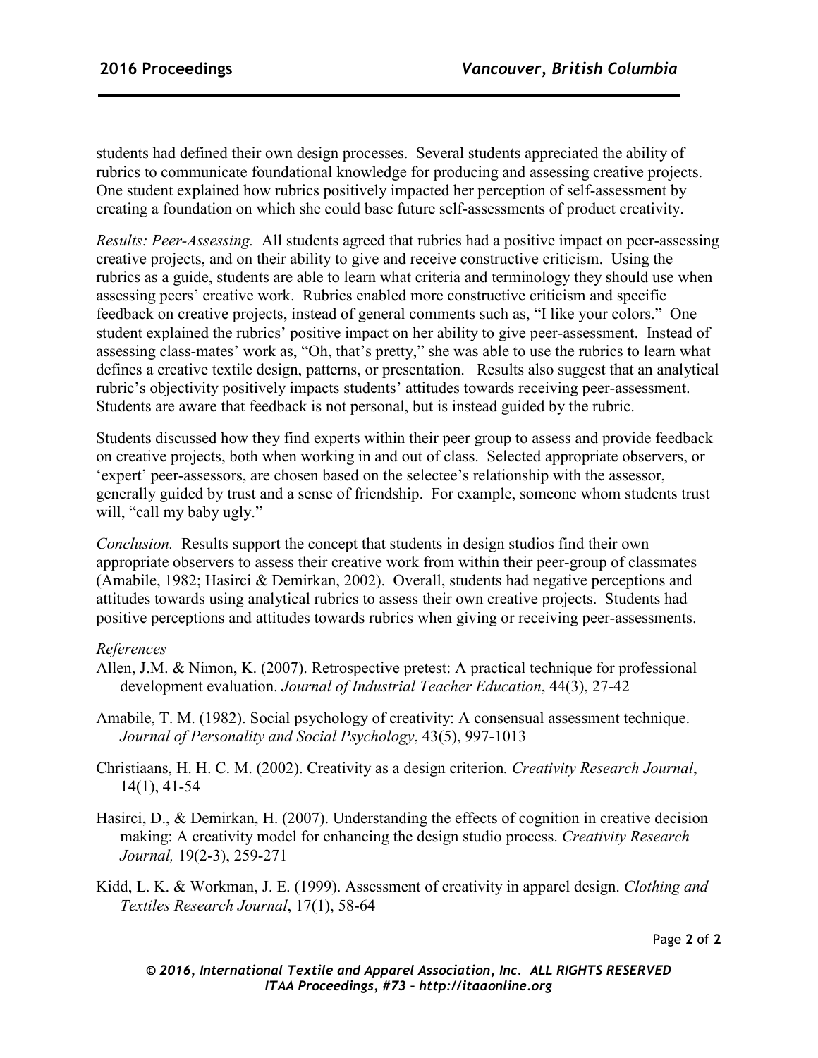students had defined their own design processes. Several students appreciated the ability of rubrics to communicate foundational knowledge for producing and assessing creative projects. One student explained how rubrics positively impacted her perception of self-assessment by creating a foundation on which she could base future self-assessments of product creativity.

*Results: Peer-Assessing.* All students agreed that rubrics had a positive impact on peer-assessing creative projects, and on their ability to give and receive constructive criticism. Using the rubrics as a guide, students are able to learn what criteria and terminology they should use when assessing peers' creative work. Rubrics enabled more constructive criticism and specific feedback on creative projects, instead of general comments such as, "I like your colors." One student explained the rubrics' positive impact on her ability to give peer-assessment. Instead of assessing class-mates' work as, "Oh, that's pretty," she was able to use the rubrics to learn what defines a creative textile design, patterns, or presentation. Results also suggest that an analytical rubric's objectivity positively impacts students' attitudes towards receiving peer-assessment. Students are aware that feedback is not personal, but is instead guided by the rubric.

Students discussed how they find experts within their peer group to assess and provide feedback on creative projects, both when working in and out of class. Selected appropriate observers, or 'expert' peer-assessors, are chosen based on the selectee's relationship with the assessor, generally guided by trust and a sense of friendship. For example, someone whom students trust will, "call my baby ugly."

*Conclusion.* Results support the concept that students in design studios find their own appropriate observers to assess their creative work from within their peer-group of classmates (Amabile, 1982; Hasirci & Demirkan, 2002). Overall, students had negative perceptions and attitudes towards using analytical rubrics to assess their own creative projects. Students had positive perceptions and attitudes towards rubrics when giving or receiving peer-assessments.

*References*

Allen, J.M. & Nimon, K. (2007). Retrospective pretest: A practical technique for professional development evaluation. *Journal of Industrial Teacher Education*, 44(3), 27-42

Amabile, T. M. (1982). Social psychology of creativity: A consensual assessment technique. *Journal of Personality and Social Psychology*, 43(5), 997-1013

Christiaans, H. H. C. M. (2002). Creativity as a design criterion. *Creativity Research Journal*, 14(1), 41-54

Hasirci, D., & Demirkan, H. (2007). Understanding the effects of cognition in creative decision making: A creativity model for enhancing the design studio process. *Creativity Research Journal,* 19(2-3), 259-271

Kidd, L. K. & Workman, J. E. (1999). Assessment of creativity in apparel design. *Clothing and Textiles Research Journal*, 17(1), 58-64